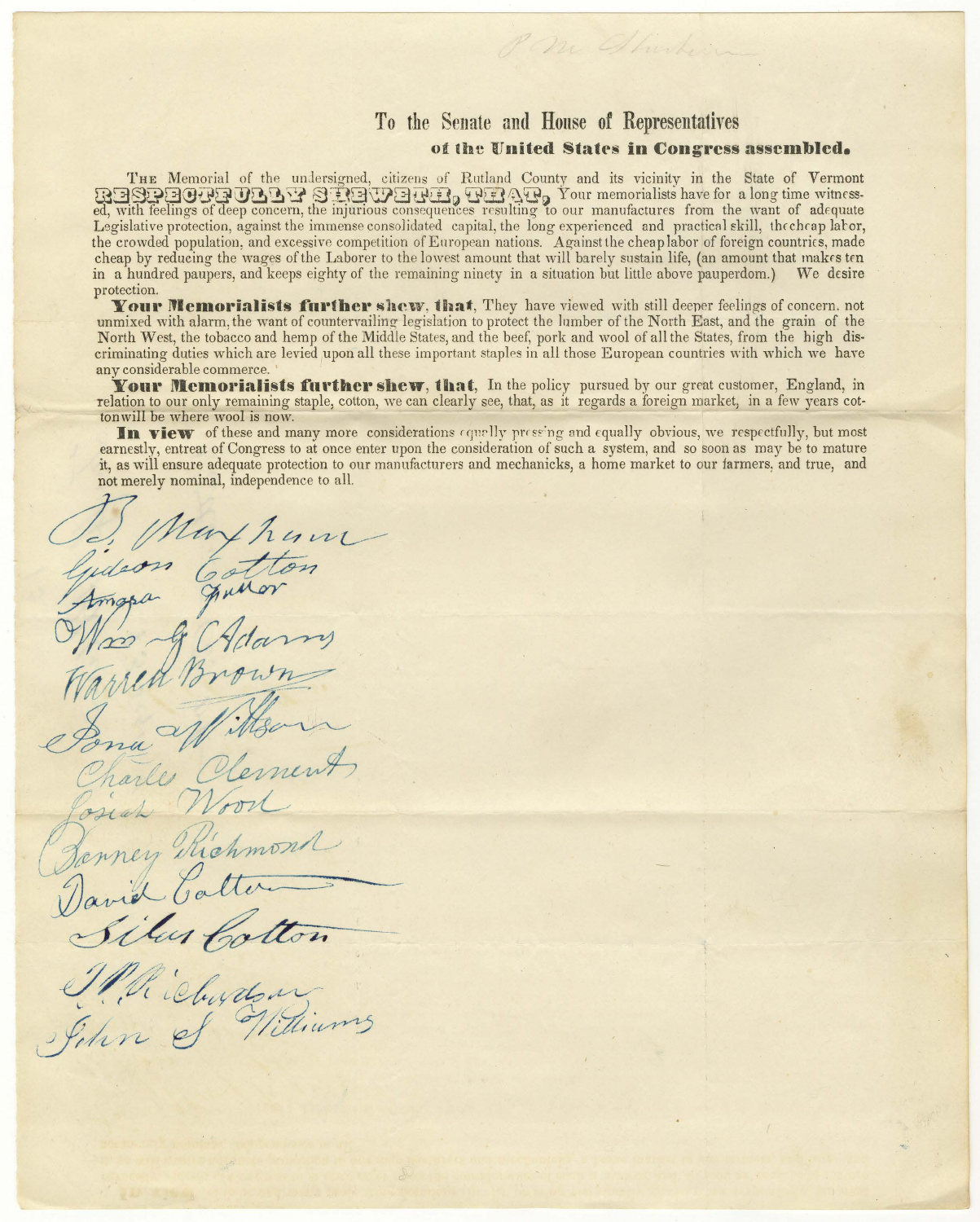P. M. Sturtevant

## To the Senate and House of Representatives

### of the United States in Congress assembled.

THE Memorial of the undersigned, citizens of Rutland County and its vicinity in the State of Vermont **RESPECTFULLY SHEWETH, THAT,** Your memorialists have for a long time witnessed, with feelings of deep concern, the injurious consequences resulting to our manufactures from the want of adequate Legislative protection, against the immense consolidated capital, the long experienced and practical skill, the cheap labor, the crowded population, and excessive competition of European nations. Against the cheap labor of foreign countries, made cheap by reducing the wages of the Laborer to the lowest amount that will barely sustain life, (an amount that makes ten in a hundred paupers, and keeps eighty of the remaining ninety in a situation but little above pauperdom.) We desire protection.

**Your Memorialists further shew, that,** They have viewed with still deeper feelings of concern, not unmixed with alarm, the want of countervailing legislation to protect the lumber of the North East, and the grain of the North West, the tobacco and hemp of the Middle States, and the beef, pork and wool of all the States, from the high discriminating duties which are levied upon all these important staples in all those European countries with which we have any considerable commerce.

**Your Memorialists further shew, that,** In the policy pursued by our great customer, England, in relation to our only remaining staple, cotton, we can clearly see, that, as it regards a foreign market, in a few years cotton will be where wool is now.

**In view** of these and many more considerations equally pressing and equally obvious, we respectfully, but most earnestly, entreat of Congress to at once enter upon the consideration of such a system, and so soon as may be to mature it, as will ensure adequate protection to our manufacturers and mechanicks, a home market to our farmers, and true, and not merely nominal, independence to all.

B. Mayhew
Gideon Cotton
Amasa Fuller
Wm G Adams
Warren Brown
Jona Wilson
Charles Clement
Josiah Wood
Barney Richmond
David Cotton
Silas Cotton
J. P. Richardson
John S Williams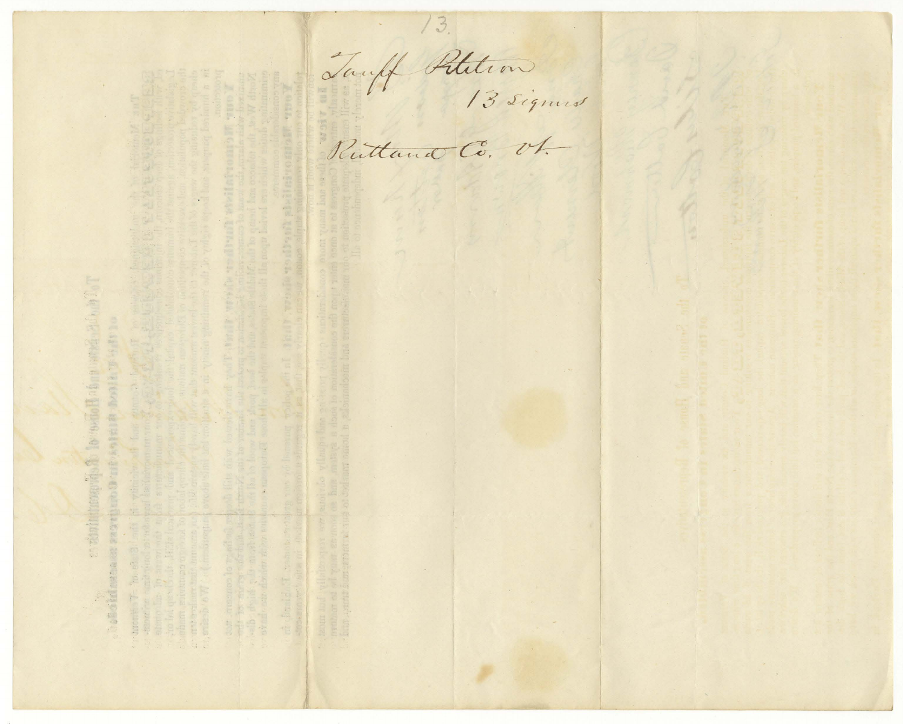13.

Tariff Petition

13 Signers

Rutland Co. Vt.